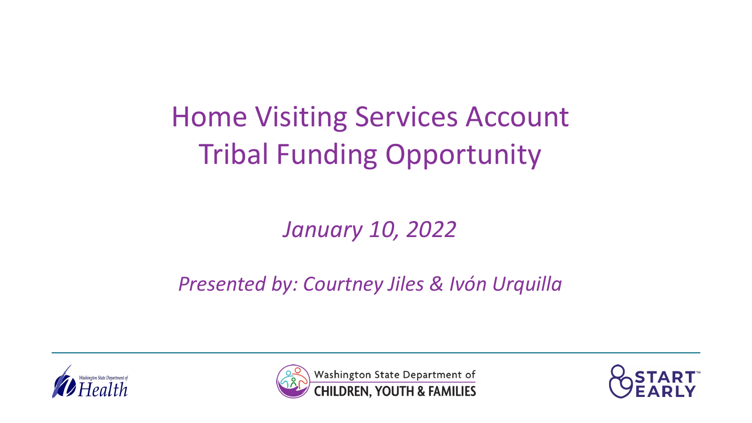# Home Visiting Services Account Tribal Funding Opportunity

*January 10, 2022*

*Presented by: Courtney Jiles & Ivón Urquilla*

Washington State Department of Health

Washington State Department of CHILDREN, YOUTH & FAMILIES

START EARLY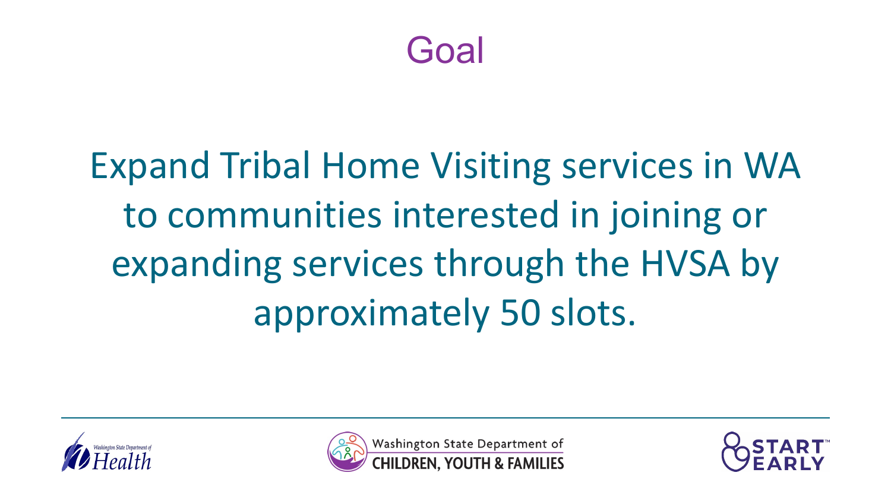# Goal

Expand Tribal Home Visiting services in WA to communities interested in joining or expanding services through the HVSA by approximately 50 slots.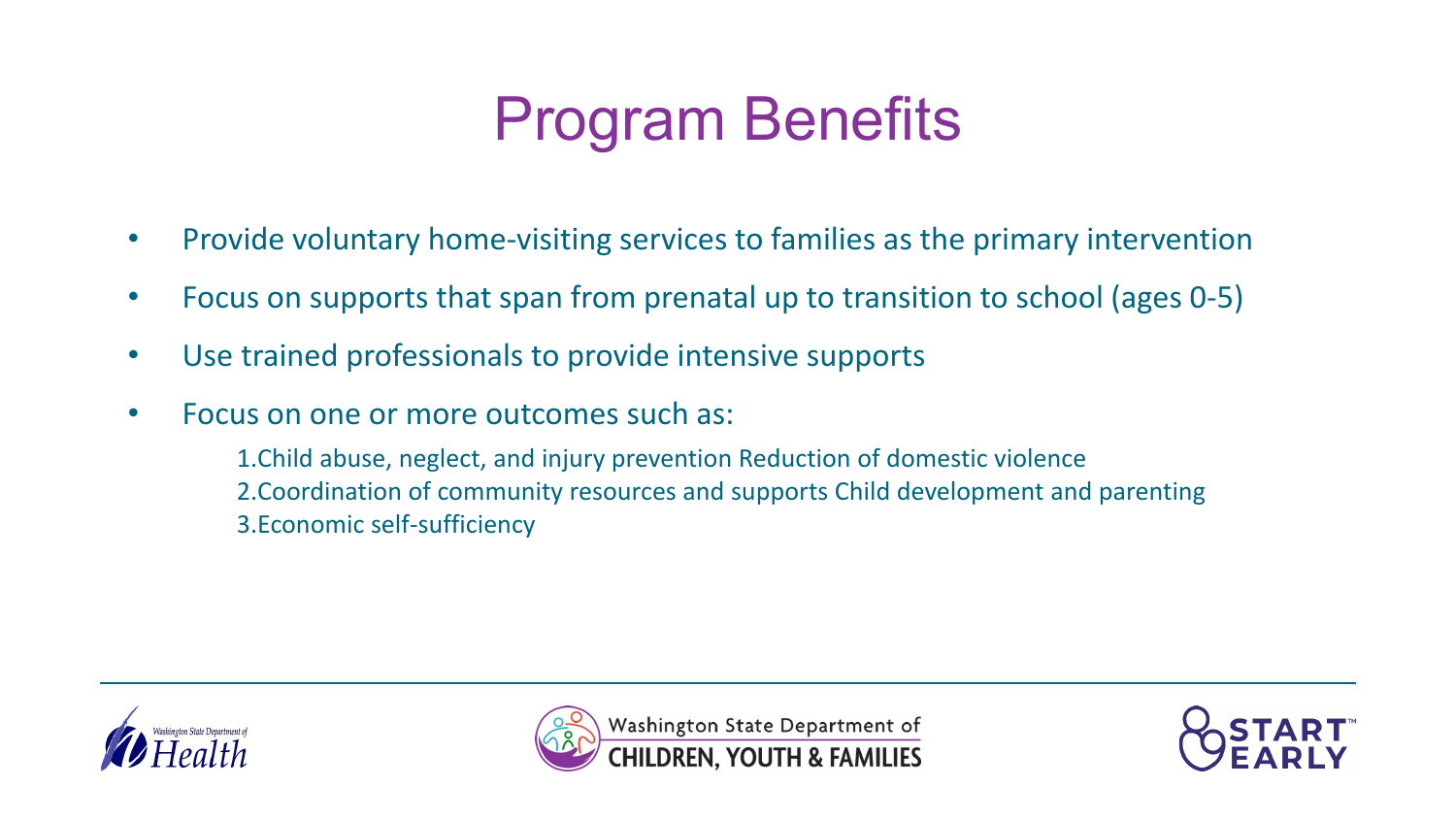# Program Benefits

- Provide voluntary home-visiting services to families as the primary intervention
- Focus on supports that span from prenatal up to transition to school (ages 0-5)
- Use trained professionals to provide intensive supports
- Focus on one or more outcomes such as:
  1. Child abuse, neglect, and injury prevention Reduction of domestic violence
  2. Coordination of community resources and supports Child development and parenting
  3. Economic self-sufficiency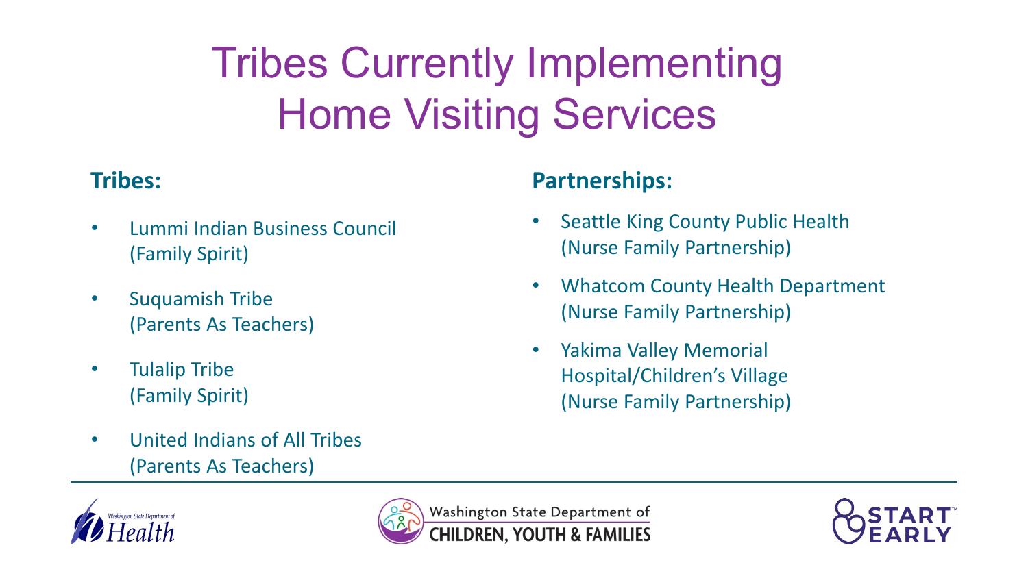# Tribes Currently Implementing Home Visiting Services

**Tribes:**

- Lummi Indian Business Council (Family Spirit)
- Suquamish Tribe (Parents As Teachers)
- Tulalip Tribe (Family Spirit)
- United Indians of All Tribes (Parents As Teachers)

**Partnerships:**

- Seattle King County Public Health (Nurse Family Partnership)
- Whatcom County Health Department (Nurse Family Partnership)
- Yakima Valley Memorial Hospital/Children's Village (Nurse Family Partnership)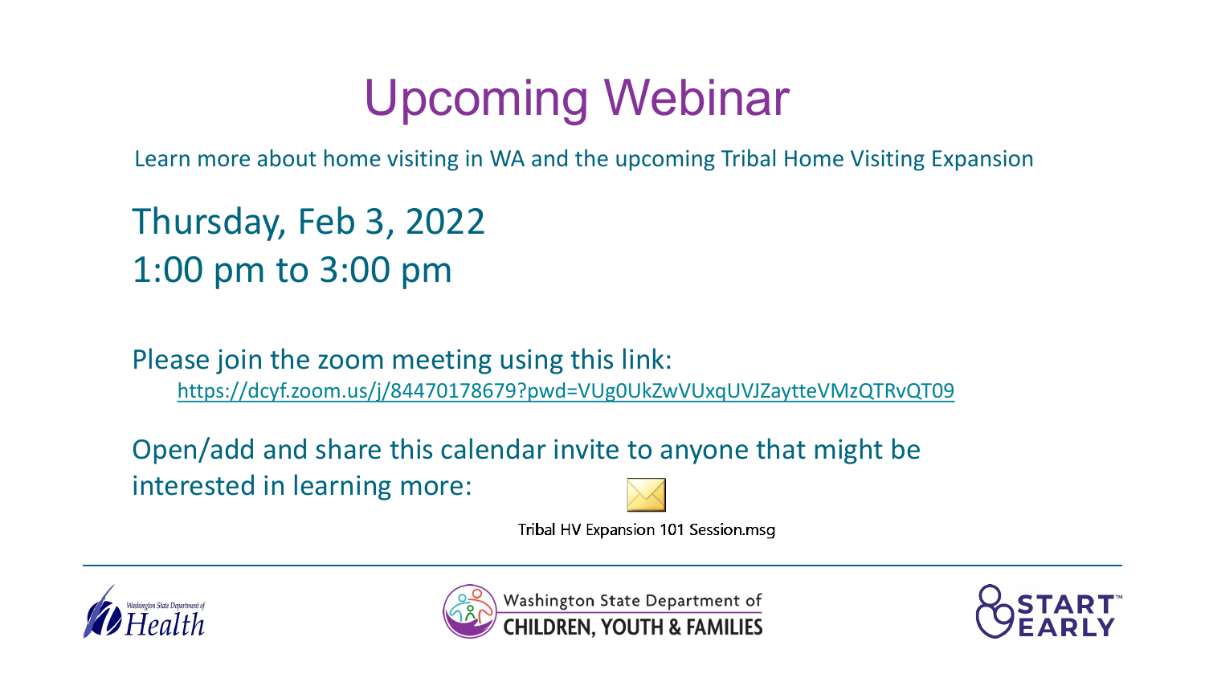# Upcoming Webinar

Learn more about home visiting in WA and the upcoming Tribal Home Visiting Expansion

Thursday, Feb 3, 2022
1:00 pm to 3:00 pm

Please join the zoom meeting using this link:
https://dcyf.zoom.us/j/84470178679?pwd=VUg0UkZwVUxqUVJZaytteVMzQTRvQT09

Open/add and share this calendar invite to anyone that might be interested in learning more:

Tribal HV Expansion 101 Session.msg

Washington State Department of Health

Washington State Department of CHILDREN, YOUTH & FAMILIES

START EARLY™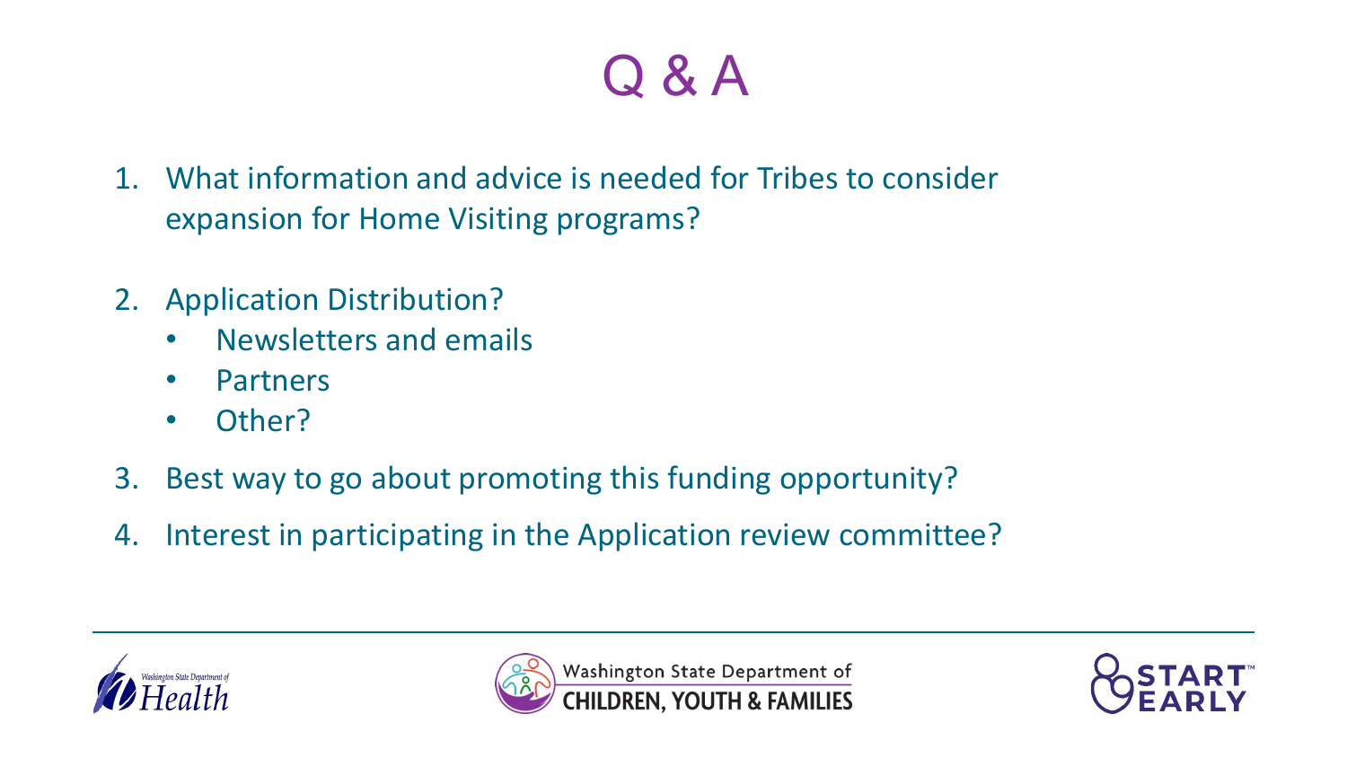# Q & A

1. What information and advice is needed for Tribes to consider expansion for Home Visiting programs?
2. Application Distribution?
   - Newsletters and emails
   - Partners
   - Other?
3. Best way to go about promoting this funding opportunity?
4. Interest in participating in the Application review committee?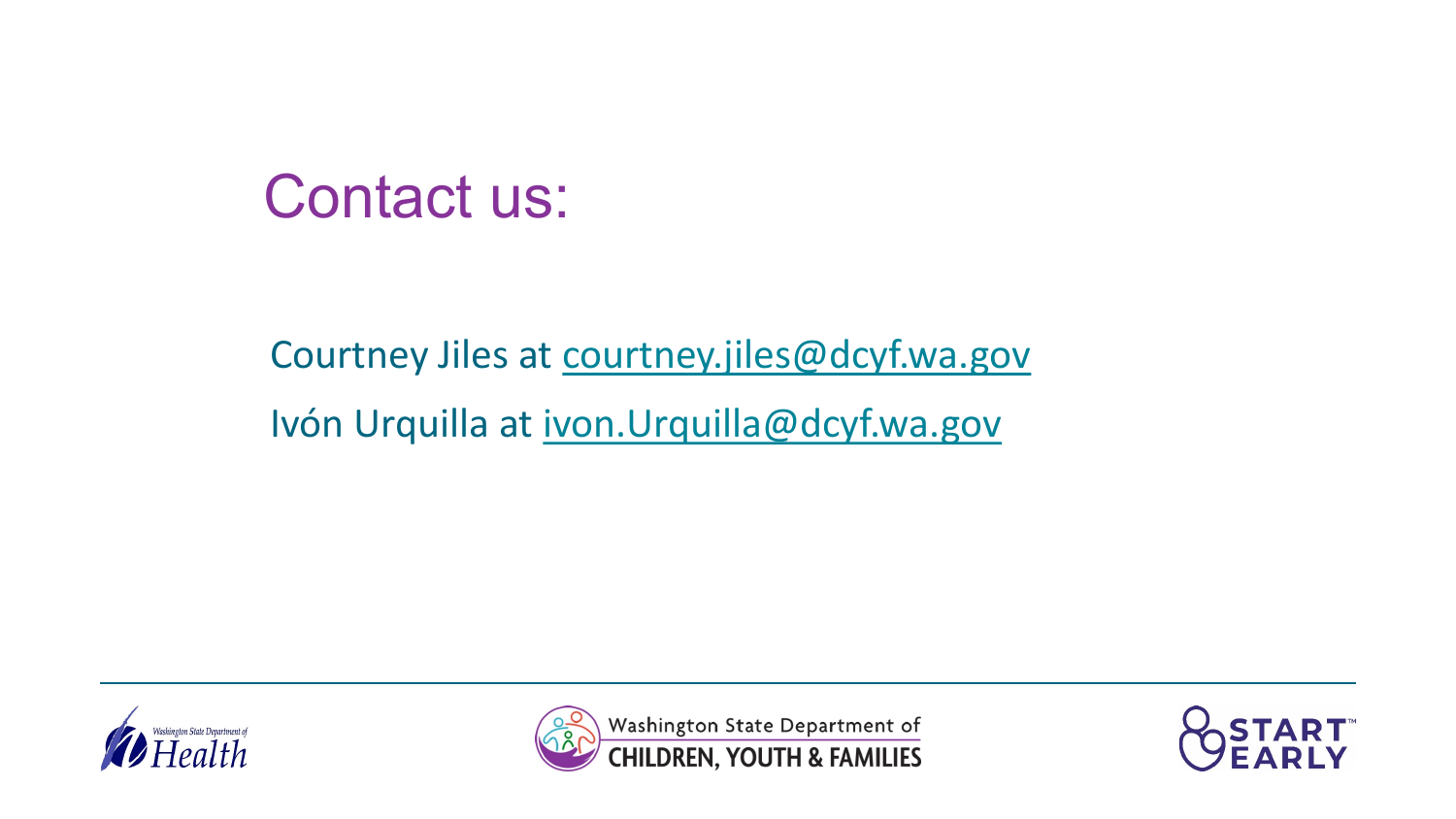# Contact us:

Courtney Jiles at courtney.jiles@dcyf.wa.gov

Ivón Urquilla at ivon.Urquilla@dcyf.wa.gov